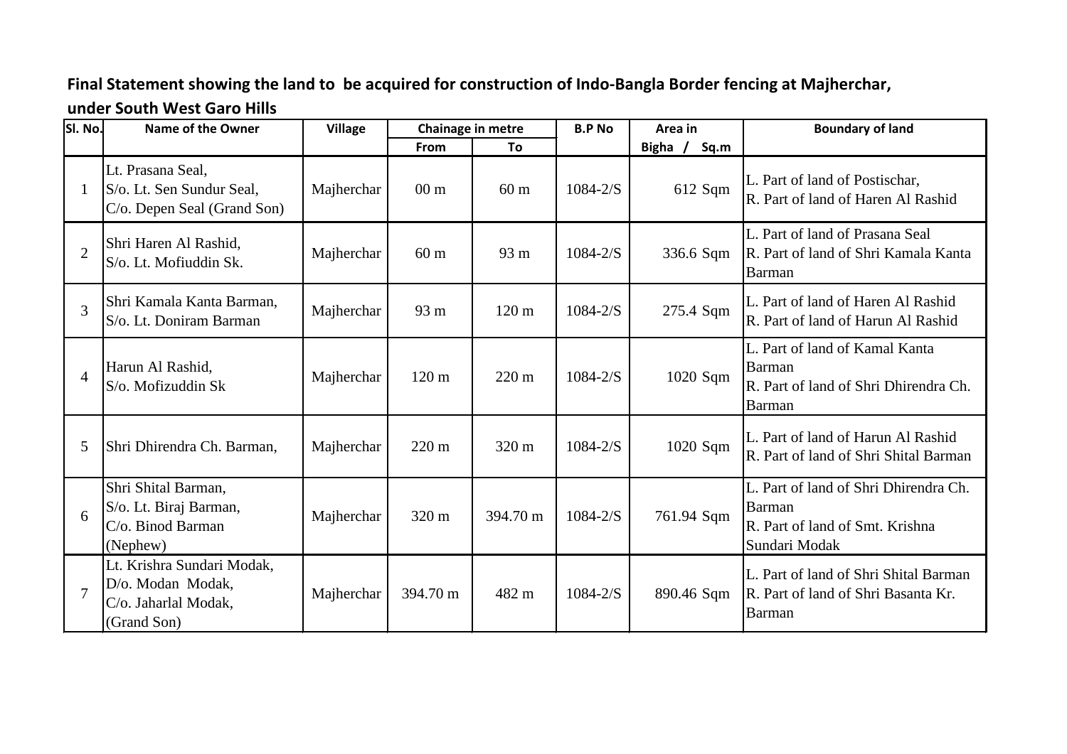**Final Statement showing the land to be acquired for construction of Indo-Bangla Border fencing at Majherchar, under South West Garo Hills**

| Sl. No. | Name of the Owner | Village | Chainage in metre | | B.P No | Area in | Boundary of land |
|---|---|---|---|---|---|---|---|
| | | | From | To | | Bigha / Sq.m | |
| 1 | Lt. Prasana Seal, S/o. Lt. Sen Sundur Seal, C/o. Depen Seal (Grand Son) | Majherchar | 00 m | 60 m | 1084-2/S | 612 Sqm | L. Part of land of Postischar, R. Part of land of Haren Al Rashid |
| 2 | Shri Haren Al Rashid, S/o. Lt. Mofiuddin Sk. | Majherchar | 60 m | 93 m | 1084-2/S | 336.6 Sqm | L. Part of land of Prasana Seal R. Part of land of Shri Kamala Kanta Barman |
| 3 | Shri Kamala Kanta Barman, S/o. Lt. Doniram Barman | Majherchar | 93 m | 120 m | 1084-2/S | 275.4 Sqm | L. Part of land of Haren Al Rashid R. Part of land of Harun Al Rashid |
| 4 | Harun Al Rashid, S/o. Mofizuddin Sk | Majherchar | 120 m | 220 m | 1084-2/S | 1020 Sqm | L. Part of land of Kamal Kanta Barman R. Part of land of Shri Dhirendra Ch. Barman |
| 5 | Shri Dhirendra Ch. Barman, | Majherchar | 220 m | 320 m | 1084-2/S | 1020 Sqm | L. Part of land of Harun Al Rashid R. Part of land of Shri Shital Barman |
| 6 | Shri Shital Barman, S/o. Lt. Biraj Barman, C/o. Binod Barman (Nephew) | Majherchar | 320 m | 394.70 m | 1084-2/S | 761.94 Sqm | L. Part of land of Shri Dhirendra Ch. Barman R. Part of land of Smt. Krishna Sundari Modak |
| 7 | Lt. Krishra Sundari Modak, D/o. Modan Modak, C/o. Jaharlal Modak, (Grand Son) | Majherchar | 394.70 m | 482 m | 1084-2/S | 890.46 Sqm | L. Part of land of Shri Shital Barman R. Part of land of Shri Basanta Kr. Barman |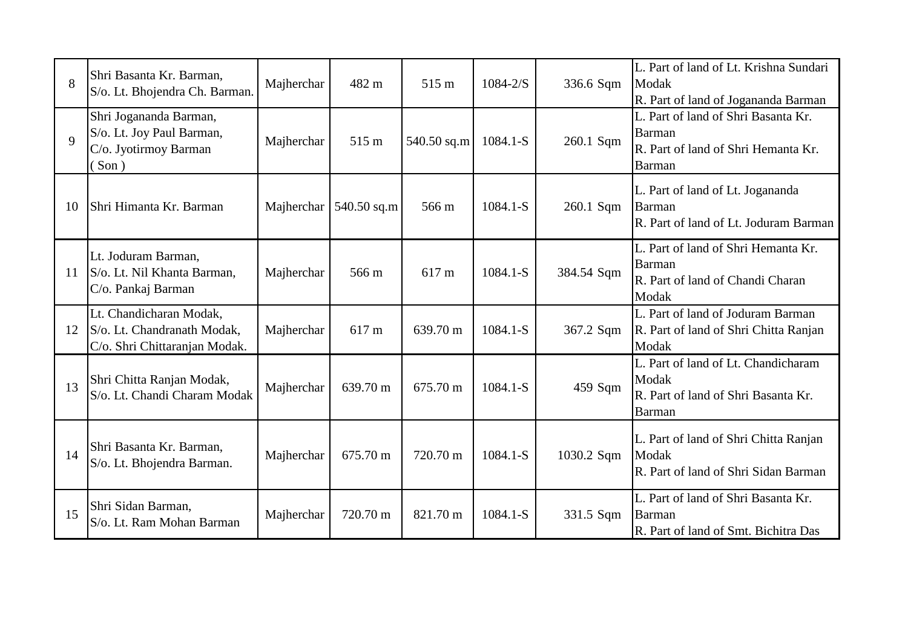| | | | | | | | |
|---|---|---|---|---|---|---|---|
| 8 | Shri Basanta Kr. Barman,<br>S/o. Lt. Bhojendra Ch. Barman. | Majherchar | 482 m | 515 m | 1084-2/S | 336.6 Sqm | L. Part of land of Lt. Krishna Sundari Modak<br>R. Part of land of Jogananda Barman |
| 9 | Shri Jogananda Barman,<br>S/o. Lt. Joy Paul Barman,<br>C/o. Jyotirmoy Barman<br>( Son ) | Majherchar | 515 m | 540.50 sq.m | 1084.1-S | 260.1 Sqm | L. Part of land of Shri Basanta Kr. Barman<br>R. Part of land of Shri Hemanta Kr. Barman |
| 10 | Shri Himanta Kr. Barman | Majherchar | 540.50 sq.m | 566 m | 1084.1-S | 260.1 Sqm | L. Part of land of Lt. Jogananda Barman<br>R. Part of land of Lt. Joduram Barman |
| 11 | Lt. Joduram Barman,<br>S/o. Lt. Nil Khanta Barman,<br>C/o. Pankaj Barman | Majherchar | 566 m | 617 m | 1084.1-S | 384.54 Sqm | L. Part of land of Shri Hemanta Kr. Barman<br>R. Part of land of Chandi Charan Modak |
| 12 | Lt. Chandicharan Modak,<br>S/o. Lt. Chandranath Modak,<br>C/o. Shri Chittaranjan Modak. | Majherchar | 617 m | 639.70 m | 1084.1-S | 367.2 Sqm | L. Part of land of Joduram Barman<br>R. Part of land of Shri Chitta Ranjan Modak |
| 13 | Shri Chitta Ranjan Modak,<br>S/o. Lt. Chandi Charam Modak | Majherchar | 639.70 m | 675.70 m | 1084.1-S | 459 Sqm | L. Part of land of Lt. Chandicharam Modak<br>R. Part of land of Shri Basanta Kr. Barman |
| 14 | Shri Basanta Kr. Barman,<br>S/o. Lt. Bhojendra Barman. | Majherchar | 675.70 m | 720.70 m | 1084.1-S | 1030.2 Sqm | L. Part of land of Shri Chitta Ranjan Modak<br>R. Part of land of Shri Sidan Barman |
| 15 | Shri Sidan Barman,<br>S/o. Lt. Ram Mohan Barman | Majherchar | 720.70 m | 821.70 m | 1084.1-S | 331.5 Sqm | L. Part of land of Shri Basanta Kr. Barman<br>R. Part of land of Smt. Bichitra Das |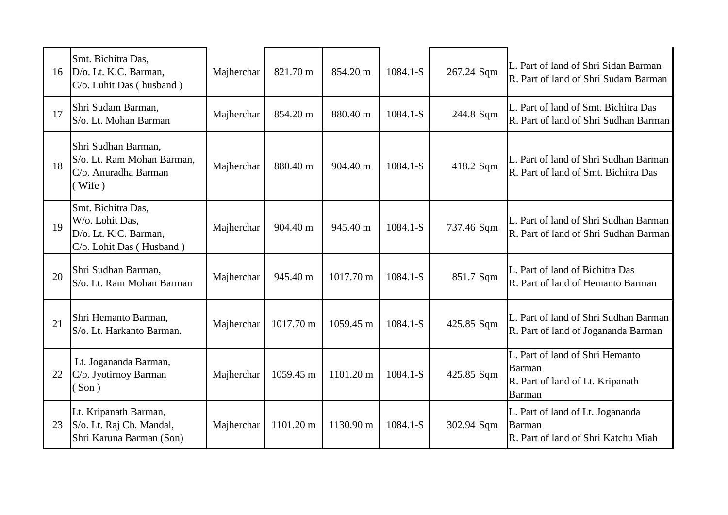| 16 | Smt. Bichitra Das,<br>D/o. Lt. K.C. Barman,<br>C/o. Luhit Das ( husband ) | Majherchar | 821.70 m | 854.20 m | 1084.1-S | 267.24 Sqm | L. Part of land of Shri Sidan Barman<br>R. Part of land of Shri Sudam Barman |
|---|---|---|---|---|---|---|---|
| 17 | Shri Sudam Barman,<br>S/o. Lt. Mohan Barman | Majherchar | 854.20 m | 880.40 m | 1084.1-S | 244.8 Sqm | L. Part of land of Smt. Bichitra Das<br>R. Part of land of Shri Sudhan Barman |
| 18 | Shri Sudhan Barman,<br>S/o. Lt. Ram Mohan Barman,<br>C/o. Anuradha Barman<br>( Wife ) | Majherchar | 880.40 m | 904.40 m | 1084.1-S | 418.2 Sqm | L. Part of land of Shri Sudhan Barman<br>R. Part of land of Smt. Bichitra Das |
| 19 | Smt. Bichitra Das,<br>W/o. Lohit Das,<br>D/o. Lt. K.C. Barman,<br>C/o. Lohit Das ( Husband ) | Majherchar | 904.40 m | 945.40 m | 1084.1-S | 737.46 Sqm | L. Part of land of Shri Sudhan Barman<br>R. Part of land of Shri Sudhan Barman |
| 20 | Shri Sudhan Barman,<br>S/o. Lt. Ram Mohan Barman | Majherchar | 945.40 m | 1017.70 m | 1084.1-S | 851.7 Sqm | L. Part of land of Bichitra Das<br>R. Part of land of Hemanto Barman |
| 21 | Shri Hemanto Barman,<br>S/o. Lt. Harkanto Barman. | Majherchar | 1017.70 m | 1059.45 m | 1084.1-S | 425.85 Sqm | L. Part of land of Shri Sudhan Barman<br>R. Part of land of Jogananda Barman |
| 22 | Lt. Jogananda Barman,<br>C/o. Jyotirnoy Barman<br>( Son ) | Majherchar | 1059.45 m | 1101.20 m | 1084.1-S | 425.85 Sqm | L. Part of land of Shri Hemanto Barman<br>R. Part of land of Lt. Kripanath Barman |
| 23 | Lt. Kripanath Barman,<br>S/o. Lt. Raj Ch. Mandal,<br>Shri Karuna Barman (Son) | Majherchar | 1101.20 m | 1130.90 m | 1084.1-S | 302.94 Sqm | L. Part of land of Lt. Jogananda Barman<br>R. Part of land of Shri Katchu Miah |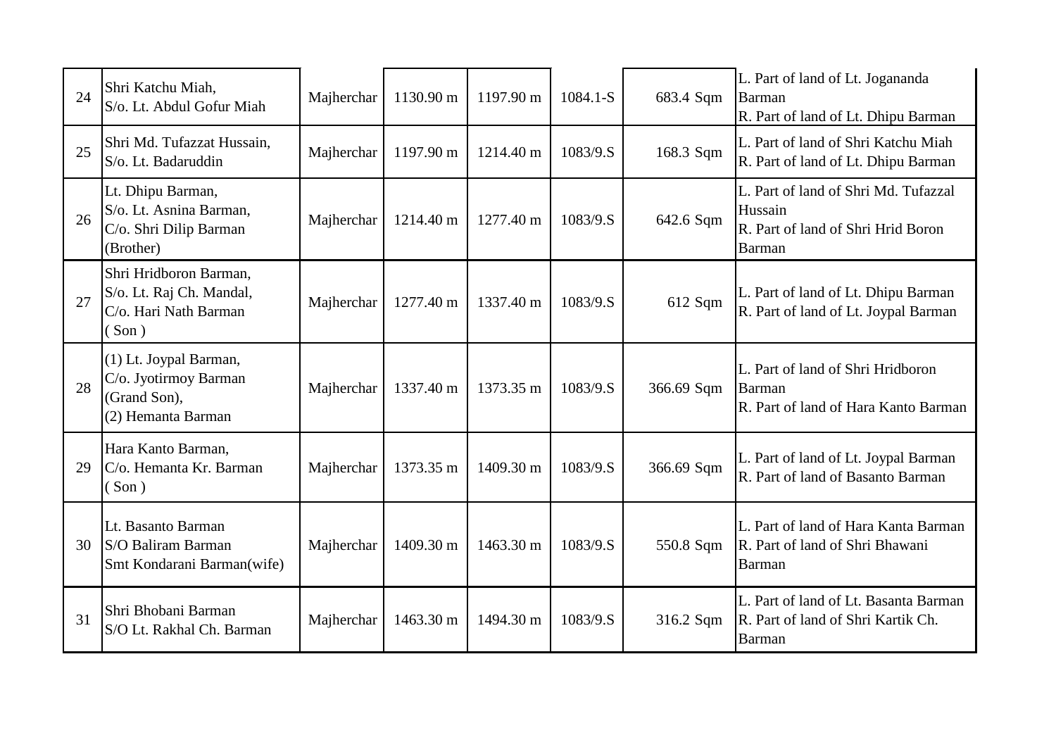| | | | | | | | |
|---|---|---|---|---|---|---|---|
| 24 | Shri Katchu Miah,<br>S/o. Lt. Abdul Gofur Miah | Majherchar | 1130.90 m | 1197.90 m | 1084.1-S | 683.4 Sqm | L. Part of land of Lt. Jogananda Barman<br>R. Part of land of Lt. Dhipu Barman |
| 25 | Shri Md. Tufazzat Hussain,<br>S/o. Lt. Badaruddin | Majherchar | 1197.90 m | 1214.40 m | 1083/9.S | 168.3 Sqm | L. Part of land of Shri Katchu Miah<br>R. Part of land of Lt. Dhipu Barman |
| 26 | Lt. Dhipu Barman,<br>S/o. Lt. Asnina Barman,<br>C/o. Shri Dilip Barman<br>(Brother) | Majherchar | 1214.40 m | 1277.40 m | 1083/9.S | 642.6 Sqm | L. Part of land of Shri Md. Tufazzal Hussain<br>R. Part of land of Shri Hrid Boron Barman |
| 27 | Shri Hridboron Barman,<br>S/o. Lt. Raj Ch. Mandal,<br>C/o. Hari Nath Barman<br>( Son ) | Majherchar | 1277.40 m | 1337.40 m | 1083/9.S | 612 Sqm | L. Part of land of Lt. Dhipu Barman<br>R. Part of land of Lt. Joypal Barman |
| 28 | (1) Lt. Joypal Barman,<br>C/o. Jyotirmoy Barman<br>(Grand Son),<br>(2) Hemanta Barman | Majherchar | 1337.40 m | 1373.35 m | 1083/9.S | 366.69 Sqm | L. Part of land of Shri Hridboron Barman<br>R. Part of land of Hara Kanto Barman |
| 29 | Hara Kanto Barman,<br>C/o. Hemanta Kr. Barman<br>( Son ) | Majherchar | 1373.35 m | 1409.30 m | 1083/9.S | 366.69 Sqm | L. Part of land of Lt. Joypal Barman<br>R. Part of land of Basanto Barman |
| 30 | Lt. Basanto Barman<br>S/O Baliram Barman<br>Smt Kondarani Barman(wife) | Majherchar | 1409.30 m | 1463.30 m | 1083/9.S | 550.8 Sqm | L. Part of land of Hara Kanta Barman<br>R. Part of land of Shri Bhawani Barman |
| 31 | Shri Bhobani Barman<br>S/O Lt. Rakhal Ch. Barman | Majherchar | 1463.30 m | 1494.30 m | 1083/9.S | 316.2 Sqm | L. Part of land of Lt. Basanta Barman<br>R. Part of land of Shri Kartik Ch. Barman |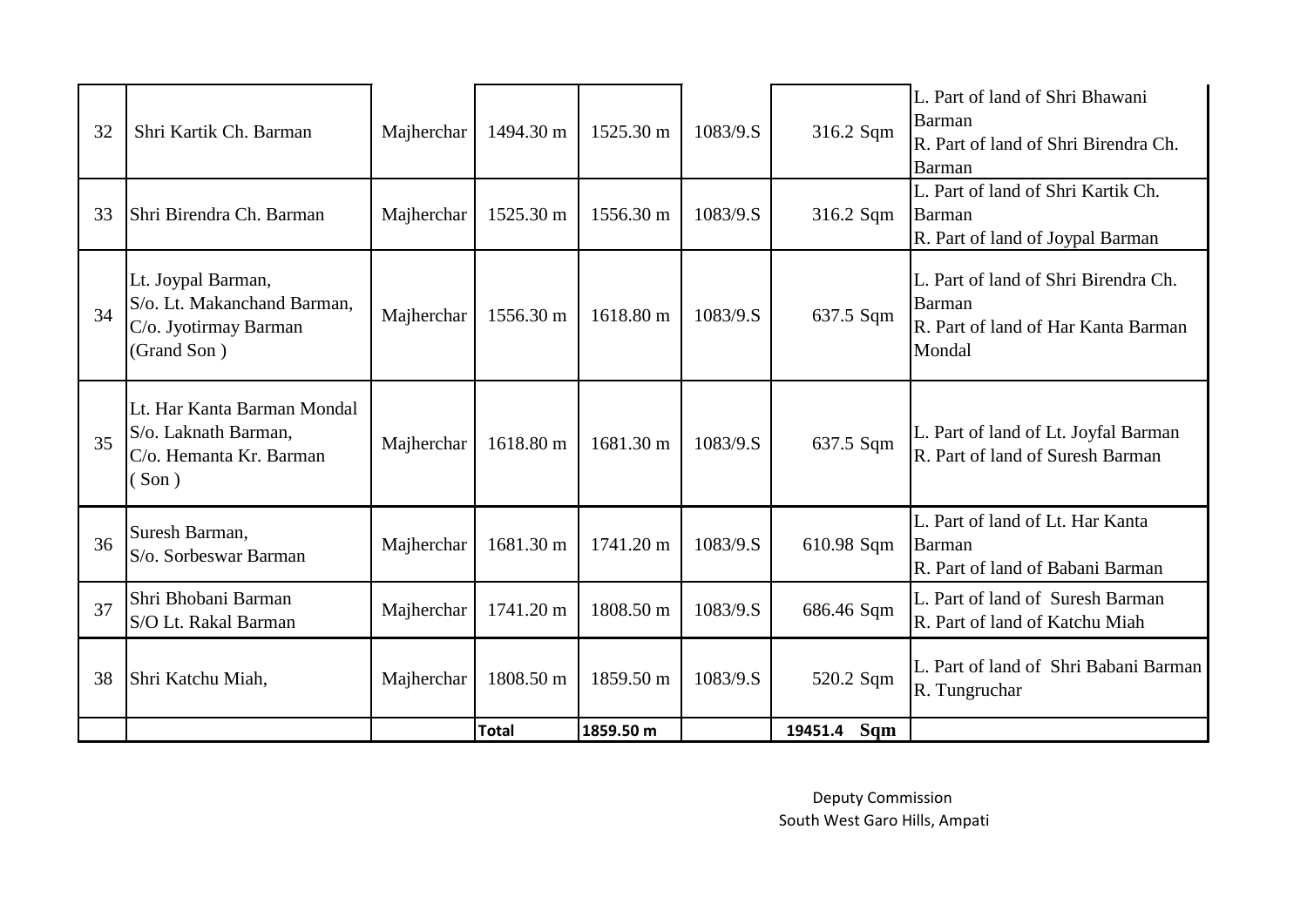| 32 | Shri Kartik Ch. Barman | Majherchar | 1494.30 m | 1525.30 m | 1083/9.S | 316.2 Sqm | L. Part of land of Shri Bhawani Barman R. Part of land of Shri Birendra Ch. Barman |
|---|---|---|---|---|---|---|---|
| 33 | Shri Birendra Ch. Barman | Majherchar | 1525.30 m | 1556.30 m | 1083/9.S | 316.2 Sqm | L. Part of land of Shri Kartik Ch. Barman R. Part of land of Joypal Barman |
| 34 | Lt. Joypal Barman, S/o. Lt. Makanchand Barman, C/o. Jyotirmay Barman (Grand Son ) | Majherchar | 1556.30 m | 1618.80 m | 1083/9.S | 637.5 Sqm | L. Part of land of Shri Birendra Ch. Barman R. Part of land of Har Kanta Barman Mondal |
| 35 | Lt. Har Kanta Barman Mondal S/o. Laknath Barman, C/o. Hemanta Kr. Barman ( Son ) | Majherchar | 1618.80 m | 1681.30 m | 1083/9.S | 637.5 Sqm | L. Part of land of Lt. Joyfal Barman R. Part of land of Suresh Barman |
| 36 | Suresh Barman, S/o. Sorbeswar Barman | Majherchar | 1681.30 m | 1741.20 m | 1083/9.S | 610.98 Sqm | L. Part of land of Lt. Har Kanta Barman R. Part of land of Babani Barman |
| 37 | Shri Bhobani Barman S/O Lt. Rakal Barman | Majherchar | 1741.20 m | 1808.50 m | 1083/9.S | 686.46 Sqm | L. Part of land of Suresh Barman R. Part of land of Katchu Miah |
| 38 | Shri Katchu Miah, | Majherchar | 1808.50 m | 1859.50 m | 1083/9.S | 520.2 Sqm | L. Part of land of Shri Babani Barman R. Tungruchar |
| | | | **Total** | **1859.50 m** | | **19451.4 Sqm** | |

Deputy Commission
South West Garo Hills, Ampati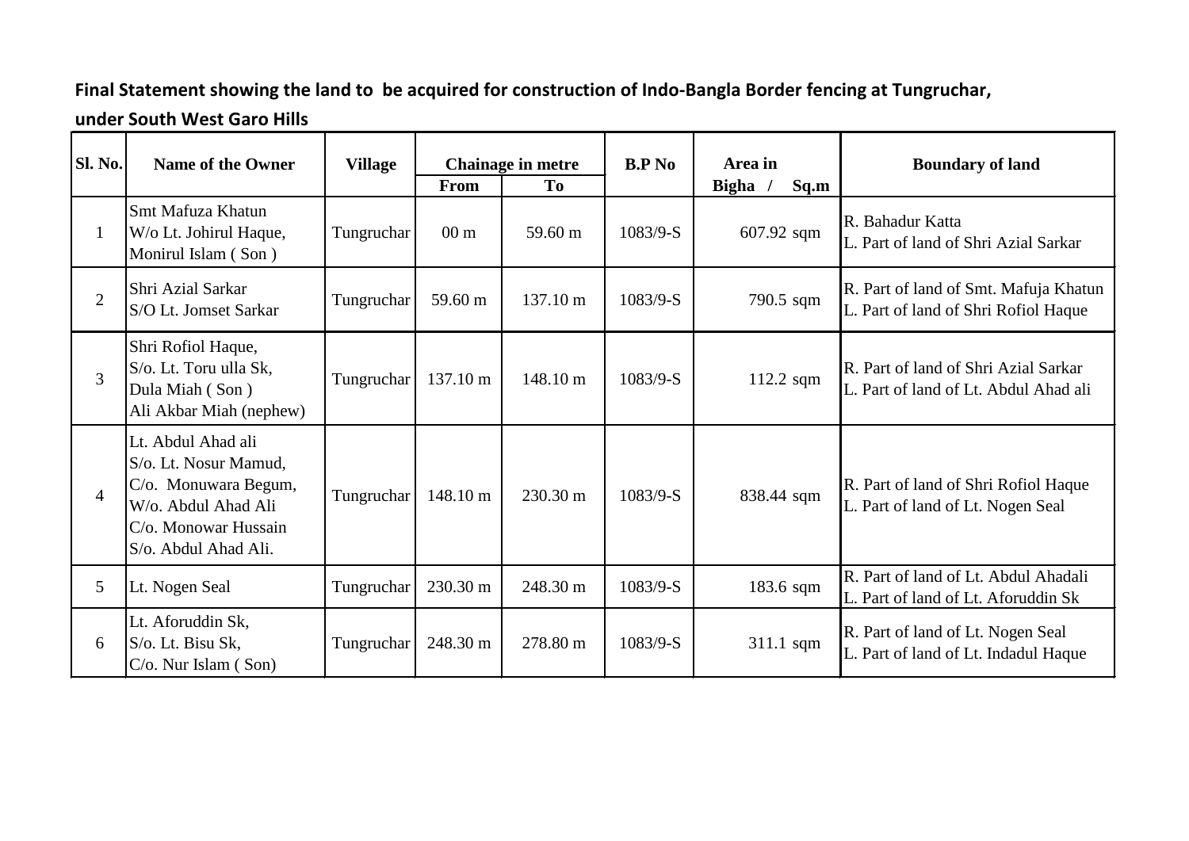**Final Statement showing the land to be acquired for construction of Indo-Bangla Border fencing at Tungruchar, under South West Garo Hills**

| Sl. No. | Name of the Owner | Village | Chainage in metre | | B.P No | Area in Bigha / Sq.m | Boundary of land |
|---|---|---|---|---|---|---|---|
| | | | From | To | | | |
| 1 | Smt Mafuza Khatun<br>W/o Lt. Johirul Haque,<br>Monirul Islam ( Son ) | Tungruchar | 00 m | 59.60 m | 1083/9-S | 607.92 sqm | R. Bahadur Katta<br>L. Part of land of Shri Azial Sarkar |
| 2 | Shri Azial Sarkar<br>S/O Lt. Jomset Sarkar | Tungruchar | 59.60 m | 137.10 m | 1083/9-S | 790.5 sqm | R. Part of land of Smt. Mafuja Khatun<br>L. Part of land of Shri Rofiol Haque |
| 3 | Shri Rofiol Haque,<br>S/o. Lt. Toru ulla Sk,<br>Dula Miah ( Son )<br>Ali Akbar Miah (nephew) | Tungruchar | 137.10 m | 148.10 m | 1083/9-S | 112.2 sqm | R. Part of land of Shri Azial Sarkar<br>L. Part of land of Lt. Abdul Ahad ali |
| 4 | Lt. Abdul Ahad ali<br>S/o. Lt. Nosur Mamud,<br>C/o. Monuwara Begum,<br>W/o. Abdul Ahad Ali<br>C/o. Monowar Hussain<br>S/o. Abdul Ahad Ali. | Tungruchar | 148.10 m | 230.30 m | 1083/9-S | 838.44 sqm | R. Part of land of Shri Rofiol Haque<br>L. Part of land of Lt. Nogen Seal |
| 5 | Lt. Nogen Seal | Tungruchar | 230.30 m | 248.30 m | 1083/9-S | 183.6 sqm | R. Part of land of Lt. Abdul Ahadali<br>L. Part of land of Lt. Aforuddin Sk |
| 6 | Lt. Aforuddin Sk,<br>S/o. Lt. Bisu Sk,<br>C/o. Nur Islam ( Son) | Tungruchar | 248.30 m | 278.80 m | 1083/9-S | 311.1 sqm | R. Part of land of Lt. Nogen Seal<br>L. Part of land of Lt. Indadul Haque |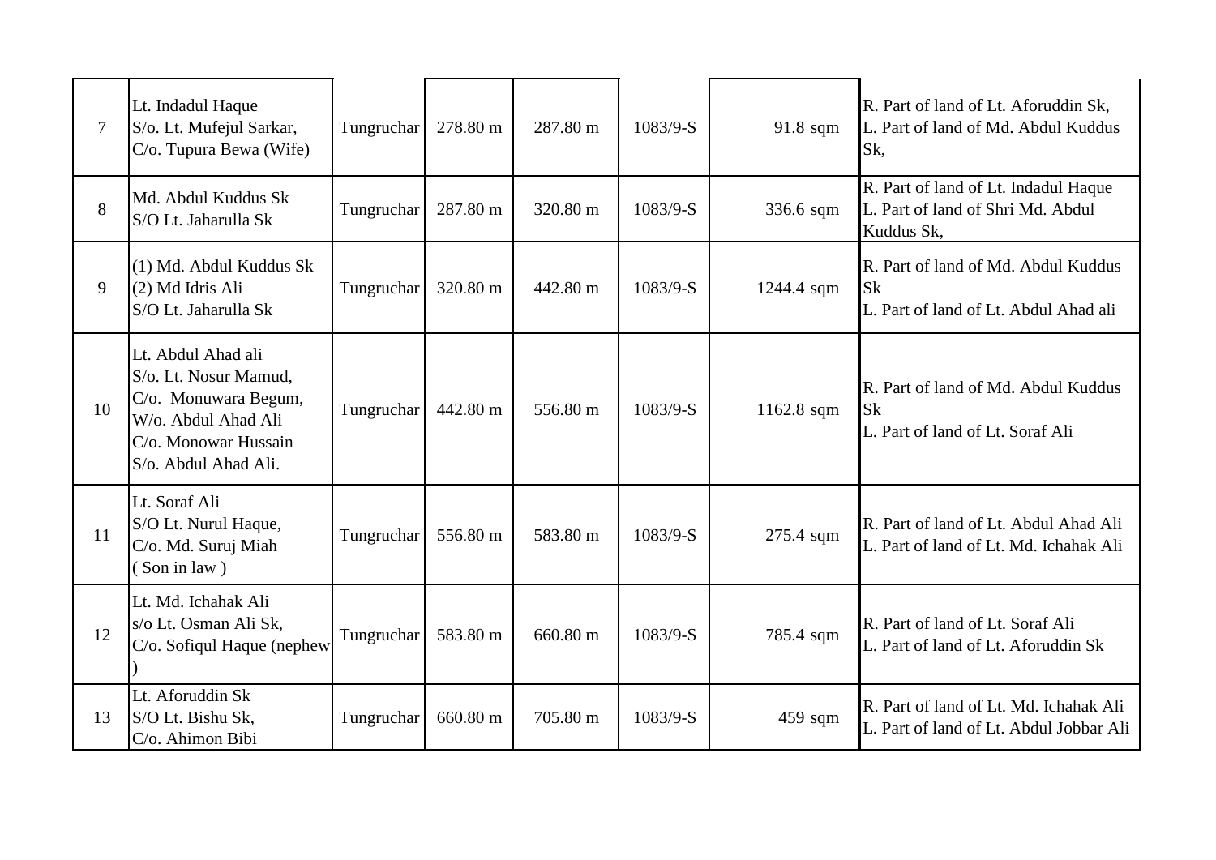| | | | | | | | |
|---|---|---|---|---|---|---|---|
| 7 | Lt. Indadul Haque<br>S/o. Lt. Mufejul Sarkar,<br>C/o. Tupura Bewa (Wife) | Tungruchar | 278.80 m | 287.80 m | 1083/9-S | 91.8 sqm | R. Part of land of Lt. Aforuddin Sk,<br>L. Part of land of Md. Abdul Kuddus Sk, |
| 8 | Md. Abdul Kuddus Sk<br>S/O Lt. Jaharulla Sk | Tungruchar | 287.80 m | 320.80 m | 1083/9-S | 336.6 sqm | R. Part of land of Lt. Indadul Haque<br>L. Part of land of Shri Md. Abdul Kuddus Sk, |
| 9 | (1) Md. Abdul Kuddus Sk<br>(2) Md Idris Ali<br>S/O Lt. Jaharulla Sk | Tungruchar | 320.80 m | 442.80 m | 1083/9-S | 1244.4 sqm | R. Part of land of Md. Abdul Kuddus Sk<br>L. Part of land of Lt. Abdul Ahad ali |
| 10 | Lt. Abdul Ahad ali<br>S/o. Lt. Nosur Mamud,<br>C/o. Monuwara Begum,<br>W/o. Abdul Ahad Ali<br>C/o. Monowar Hussain<br>S/o. Abdul Ahad Ali. | Tungruchar | 442.80 m | 556.80 m | 1083/9-S | 1162.8 sqm | R. Part of land of Md. Abdul Kuddus Sk<br>L. Part of land of Lt. Soraf Ali |
| 11 | Lt. Soraf Ali<br>S/O Lt. Nurul Haque,<br>C/o. Md. Suruj Miah<br>( Son in law ) | Tungruchar | 556.80 m | 583.80 m | 1083/9-S | 275.4 sqm | R. Part of land of Lt. Abdul Ahad Ali<br>L. Part of land of Lt. Md. Ichahak Ali |
| 12 | Lt. Md. Ichahak Ali<br>s/o Lt. Osman Ali Sk,<br>C/o. Sofiqul Haque (nephew ) | Tungruchar | 583.80 m | 660.80 m | 1083/9-S | 785.4 sqm | R. Part of land of Lt. Soraf Ali<br>L. Part of land of Lt. Aforuddin Sk |
| 13 | Lt. Aforuddin Sk<br>S/O Lt. Bishu Sk,<br>C/o. Ahimon Bibi | Tungruchar | 660.80 m | 705.80 m | 1083/9-S | 459 sqm | R. Part of land of Lt. Md. Ichahak Ali<br>L. Part of land of Lt. Abdul Jobbar Ali |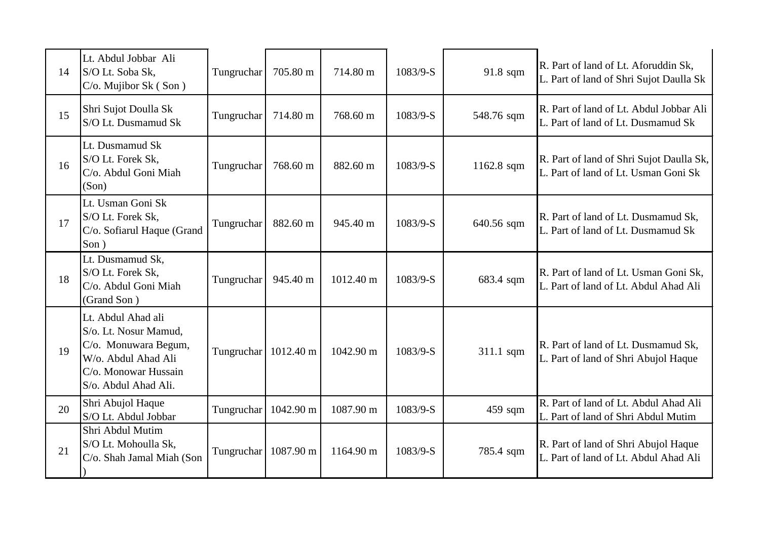| 14 | Lt. Abdul Jobbar Ali S/O Lt. Soba Sk, C/o. Mujibor Sk ( Son ) | Tungruchar | 705.80 m | 714.80 m | 1083/9-S | 91.8 sqm | R. Part of land of Lt. Aforuddin Sk, L. Part of land of Shri Sujot Daulla Sk |
|---|---|---|---|---|---|---|---|
| 15 | Shri Sujot Doulla Sk S/O Lt. Dusmamud Sk | Tungruchar | 714.80 m | 768.60 m | 1083/9-S | 548.76 sqm | R. Part of land of Lt. Abdul Jobbar Ali L. Part of land of Lt. Dusmamud Sk |
| 16 | Lt. Dusmamud Sk S/O Lt. Forek Sk, C/o. Abdul Goni Miah (Son) | Tungruchar | 768.60 m | 882.60 m | 1083/9-S | 1162.8 sqm | R. Part of land of Shri Sujot Daulla Sk, L. Part of land of Lt. Usman Goni Sk |
| 17 | Lt. Usman Goni Sk S/O Lt. Forek Sk, C/o. Sofiarul Haque (Grand Son ) | Tungruchar | 882.60 m | 945.40 m | 1083/9-S | 640.56 sqm | R. Part of land of Lt. Dusmamud Sk, L. Part of land of Lt. Dusmamud Sk |
| 18 | Lt. Dusmamud Sk, S/O Lt. Forek Sk, C/o. Abdul Goni Miah (Grand Son ) | Tungruchar | 945.40 m | 1012.40 m | 1083/9-S | 683.4 sqm | R. Part of land of Lt. Usman Goni Sk, L. Part of land of Lt. Abdul Ahad Ali |
| 19 | Lt. Abdul Ahad ali S/o. Lt. Nosur Mamud, C/o. Monuwara Begum, W/o. Abdul Ahad Ali C/o. Monowar Hussain S/o. Abdul Ahad Ali. | Tungruchar | 1012.40 m | 1042.90 m | 1083/9-S | 311.1 sqm | R. Part of land of Lt. Dusmamud Sk, L. Part of land of Shri Abujol Haque |
| 20 | Shri Abujol Haque S/O Lt. Abdul Jobbar | Tungruchar | 1042.90 m | 1087.90 m | 1083/9-S | 459 sqm | R. Part of land of Lt. Abdul Ahad Ali L. Part of land of Shri Abdul Mutim |
| 21 | Shri Abdul Mutim S/O Lt. Mohoulla Sk, C/o. Shah Jamal Miah (Son ) | Tungruchar | 1087.90 m | 1164.90 m | 1083/9-S | 785.4 sqm | R. Part of land of Shri Abujol Haque L. Part of land of Lt. Abdul Ahad Ali |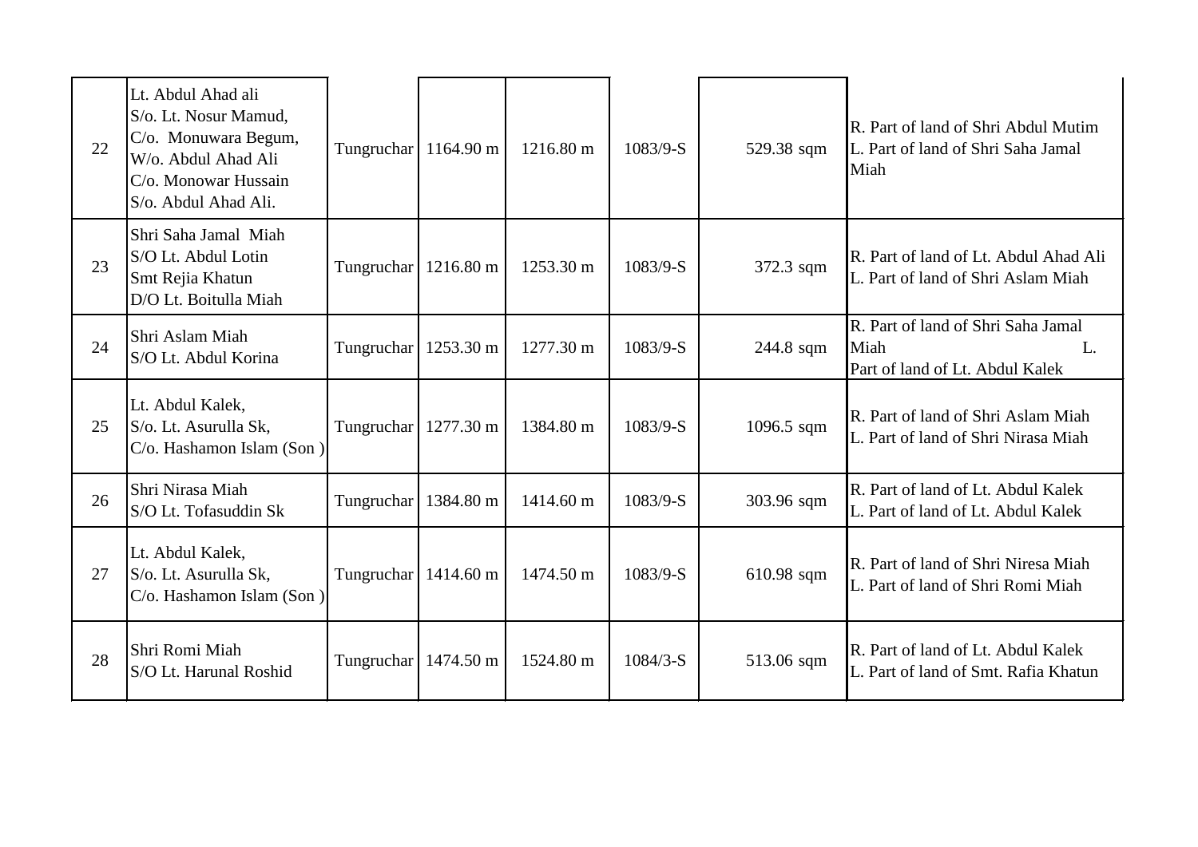| | | | | | | | |
|---|---|---|---|---|---|---|---|
| 22 | Lt. Abdul Ahad ali<br>S/o. Lt. Nosur Mamud,<br>C/o. Monuwara Begum,<br>W/o. Abdul Ahad Ali<br>C/o. Monowar Hussain<br>S/o. Abdul Ahad Ali. | Tungruchar | 1164.90 m | 1216.80 m | 1083/9-S | 529.38 sqm | R. Part of land of Shri Abdul Mutim<br>L. Part of land of Shri Saha Jamal Miah |
| 23 | Shri Saha Jamal Miah<br>S/O Lt. Abdul Lotin<br>Smt Rejia Khatun<br>D/O Lt. Boitulla Miah | Tungruchar | 1216.80 m | 1253.30 m | 1083/9-S | 372.3 sqm | R. Part of land of Lt. Abdul Ahad Ali<br>L. Part of land of Shri Aslam Miah |
| 24 | Shri Aslam Miah<br>S/O Lt. Abdul Korina | Tungruchar | 1253.30 m | 1277.30 m | 1083/9-S | 244.8 sqm | R. Part of land of Shri Saha Jamal Miah L.<br>Part of land of Lt. Abdul Kalek |
| 25 | Lt. Abdul Kalek,<br>S/o. Lt. Asurulla Sk,<br>C/o. Hashamon Islam (Son ) | Tungruchar | 1277.30 m | 1384.80 m | 1083/9-S | 1096.5 sqm | R. Part of land of Shri Aslam Miah<br>L. Part of land of Shri Nirasa Miah |
| 26 | Shri Nirasa Miah<br>S/O Lt. Tofasuddin Sk | Tungruchar | 1384.80 m | 1414.60 m | 1083/9-S | 303.96 sqm | R. Part of land of Lt. Abdul Kalek<br>L. Part of land of Lt. Abdul Kalek |
| 27 | Lt. Abdul Kalek,<br>S/o. Lt. Asurulla Sk,<br>C/o. Hashamon Islam (Son ) | Tungruchar | 1414.60 m | 1474.50 m | 1083/9-S | 610.98 sqm | R. Part of land of Shri Niresa Miah<br>L. Part of land of Shri Romi Miah |
| 28 | Shri Romi Miah<br>S/O Lt. Harunal Roshid | Tungruchar | 1474.50 m | 1524.80 m | 1084/3-S | 513.06 sqm | R. Part of land of Lt. Abdul Kalek<br>L. Part of land of Smt. Rafia Khatun |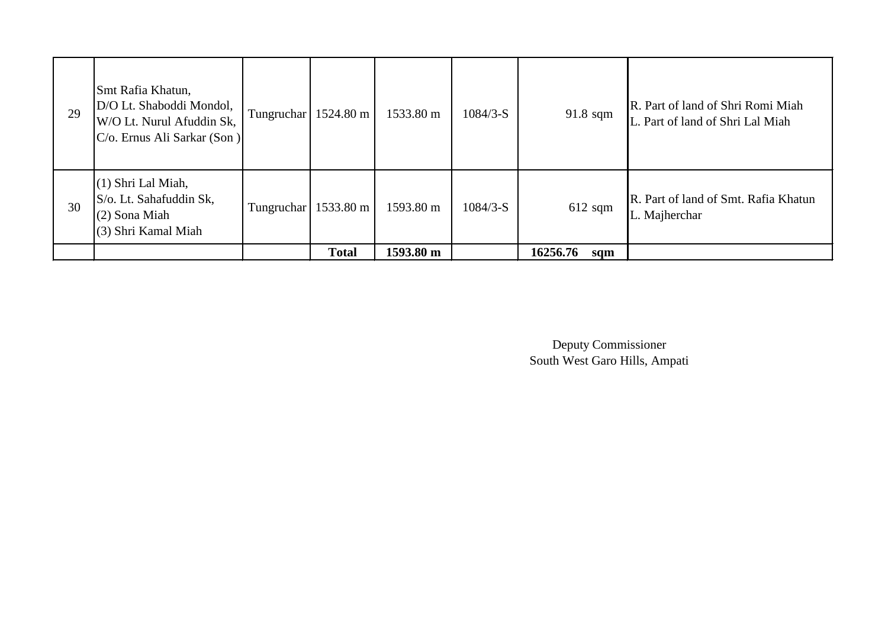| | | | | | | | |
|---|---|---|---|---|---|---|---|
| 29 | Smt Rafia Khatun,<br>D/O Lt. Shaboddi Mondol,<br>W/O Lt. Nurul Afuddin Sk,<br>C/o. Ernus Ali Sarkar (Son ) | Tungruchar | 1524.80 m | 1533.80 m | 1084/3-S | 91.8 sqm | R. Part of land of Shri Romi Miah<br>L. Part of land of Shri Lal Miah |
| 30 | (1) Shri Lal Miah,<br>S/o. Lt. Sahafuddin Sk,<br>(2) Sona Miah<br>(3) Shri Kamal Miah | Tungruchar | 1533.80 m | 1593.80 m | 1084/3-S | 612 sqm | R. Part of land of Smt. Rafia Khatun<br>L. Majherchar |
| | | | **Total** | **1593.80 m** | | **16256.76 sqm** | |

Deputy Commissioner
South West Garo Hills, Ampati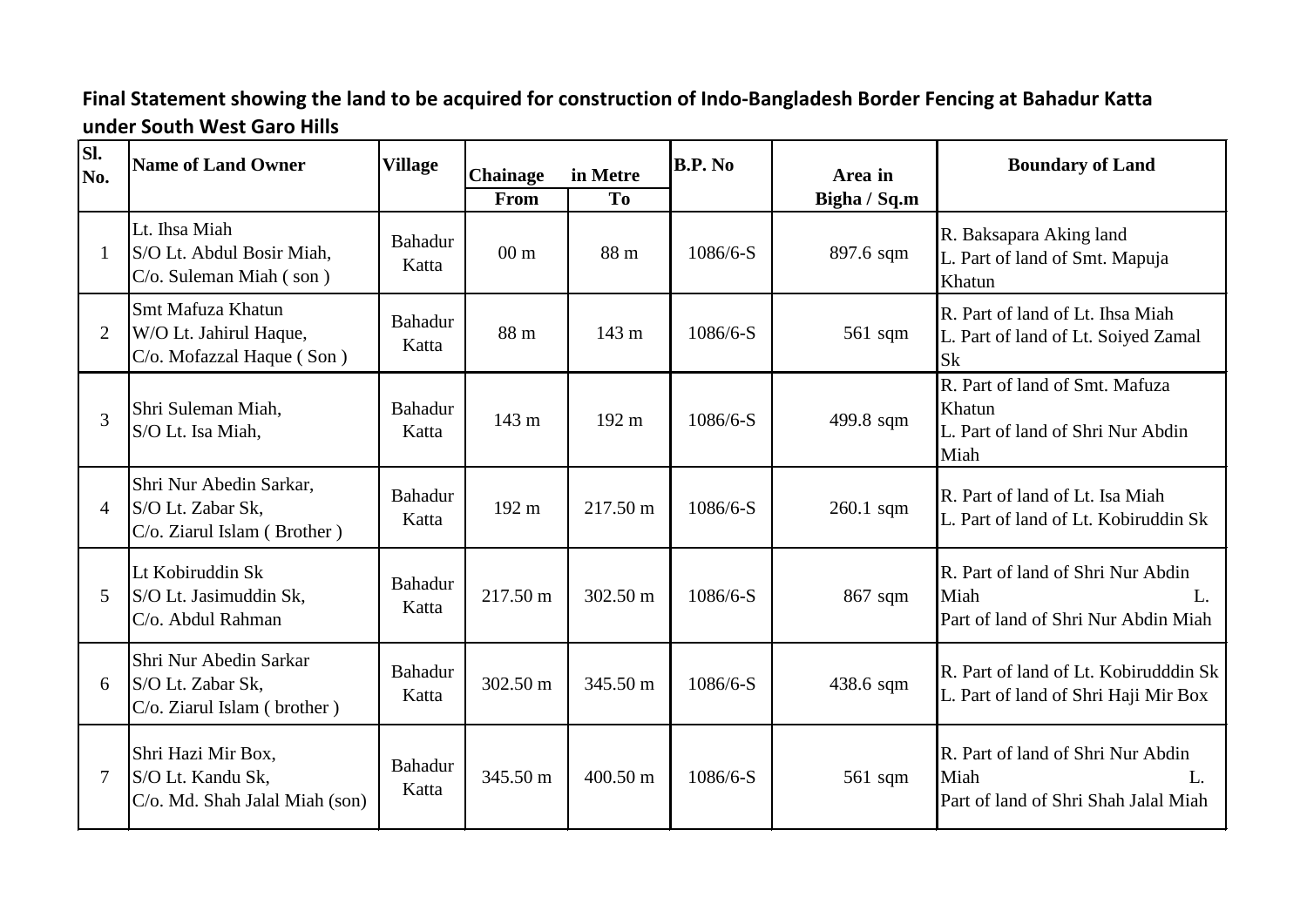**Final Statement showing the land to be acquired for construction of Indo-Bangladesh Border Fencing at Bahadur Katta under South West Garo Hills**

| Sl. No. | Name of Land Owner | Village | Chainage in Metre | | B.P. No | Area in Bigha / Sq.m | Boundary of Land |
|---|---|---|---|---|---|---|---|
| | | | From | To | | | |
| 1 | Lt. Ihsa Miah S/O Lt. Abdul Bosir Miah, C/o. Suleman Miah ( son ) | Bahadur Katta | 00 m | 88 m | 1086/6-S | 897.6 sqm | R. Baksapara Aking land L. Part of land of Smt. Mapuja Khatun |
| 2 | Smt Mafuza Khatun W/O Lt. Jahirul Haque, C/o. Mofazzal Haque ( Son ) | Bahadur Katta | 88 m | 143 m | 1086/6-S | 561 sqm | R. Part of land of Lt. Ihsa Miah L. Part of land of Lt. Soiyed Zamal Sk |
| 3 | Shri Suleman Miah, S/O Lt. Isa Miah, | Bahadur Katta | 143 m | 192 m | 1086/6-S | 499.8 sqm | R. Part of land of Smt. Mafuza Khatun L. Part of land of Shri Nur Abdin Miah |
| 4 | Shri Nur Abedin Sarkar, S/O Lt. Zabar Sk, C/o. Ziarul Islam ( Brother ) | Bahadur Katta | 192 m | 217.50 m | 1086/6-S | 260.1 sqm | R. Part of land of Lt. Isa Miah L. Part of land of Lt. Kobiruddin Sk |
| 5 | Lt Kobiruddin Sk S/O Lt. Jasimuddin Sk, C/o. Abdul Rahman | Bahadur Katta | 217.50 m | 302.50 m | 1086/6-S | 867 sqm | R. Part of land of Shri Nur Abdin Miah L. Part of land of Shri Nur Abdin Miah |
| 6 | Shri Nur Abedin Sarkar S/O Lt. Zabar Sk, C/o. Ziarul Islam ( brother ) | Bahadur Katta | 302.50 m | 345.50 m | 1086/6-S | 438.6 sqm | R. Part of land of Lt. Kobirudddin Sk L. Part of land of Shri Haji Mir Box |
| 7 | Shri Hazi Mir Box, S/O Lt. Kandu Sk, C/o. Md. Shah Jalal Miah (son) | Bahadur Katta | 345.50 m | 400.50 m | 1086/6-S | 561 sqm | R. Part of land of Shri Nur Abdin Miah L. Part of land of Shri Shah Jalal Miah |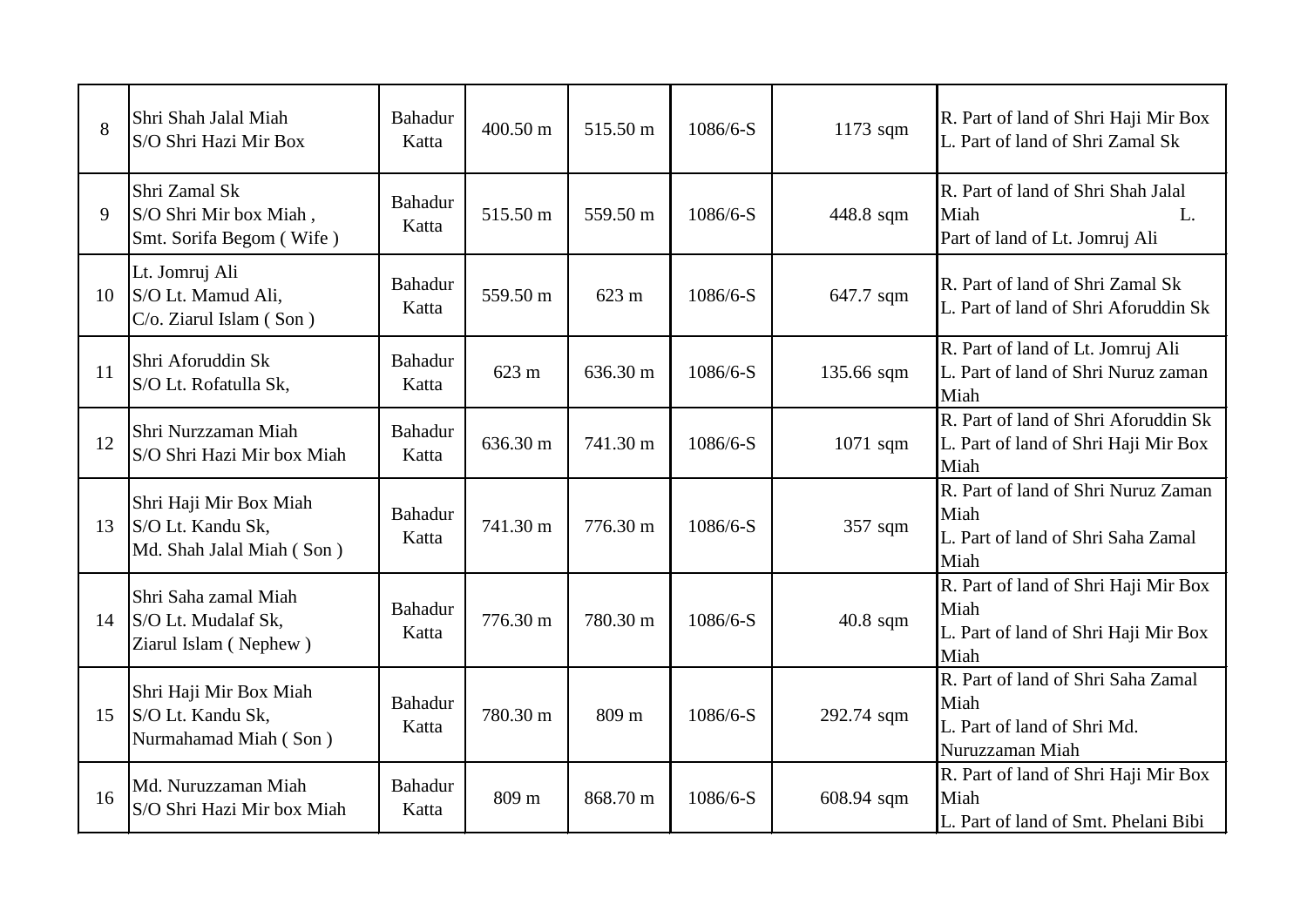| 8 | Shri Shah Jalal Miah<br>S/O Shri Hazi Mir Box | Bahadur Katta | 400.50 m | 515.50 m | 1086/6-S | 1173 sqm | R. Part of land of Shri Haji Mir Box<br>L. Part of land of Shri Zamal Sk |
|---|---|---|---|---|---|---|---|
| 9 | Shri Zamal Sk<br>S/O Shri Mir box Miah ,<br>Smt. Sorifa Begom ( Wife ) | Bahadur Katta | 515.50 m | 559.50 m | 1086/6-S | 448.8 sqm | R. Part of land of Shri Shah Jalal Miah L. Part of land of Lt. Jomruj Ali |
| 10 | Lt. Jomruj Ali<br>S/O Lt. Mamud Ali,<br>C/o. Ziarul Islam ( Son ) | Bahadur Katta | 559.50 m | 623 m | 1086/6-S | 647.7 sqm | R. Part of land of Shri Zamal Sk<br>L. Part of land of Shri Aforuddin Sk |
| 11 | Shri Aforuddin Sk<br>S/O Lt. Rofatulla Sk, | Bahadur Katta | 623 m | 636.30 m | 1086/6-S | 135.66 sqm | R. Part of land of Lt. Jomruj Ali<br>L. Part of land of Shri Nuruz zaman Miah |
| 12 | Shri Nurzzaman Miah<br>S/O Shri Hazi Mir box Miah | Bahadur Katta | 636.30 m | 741.30 m | 1086/6-S | 1071 sqm | R. Part of land of Shri Aforuddin Sk<br>L. Part of land of Shri Haji Mir Box Miah |
| 13 | Shri Haji Mir Box Miah<br>S/O Lt. Kandu Sk,<br>Md. Shah Jalal Miah ( Son ) | Bahadur Katta | 741.30 m | 776.30 m | 1086/6-S | 357 sqm | R. Part of land of Shri Nuruz Zaman Miah<br>L. Part of land of Shri Saha Zamal Miah |
| 14 | Shri Saha zamal Miah<br>S/O Lt. Mudalaf Sk,<br>Ziarul Islam ( Nephew ) | Bahadur Katta | 776.30 m | 780.30 m | 1086/6-S | 40.8 sqm | R. Part of land of Shri Haji Mir Box Miah<br>L. Part of land of Shri Haji Mir Box Miah |
| 15 | Shri Haji Mir Box Miah<br>S/O Lt. Kandu Sk,<br>Nurmahamad Miah ( Son ) | Bahadur Katta | 780.30 m | 809 m | 1086/6-S | 292.74 sqm | R. Part of land of Shri Saha Zamal Miah<br>L. Part of land of Shri Md. Nuruzzaman Miah |
| 16 | Md. Nuruzzaman Miah<br>S/O Shri Hazi Mir box Miah | Bahadur Katta | 809 m | 868.70 m | 1086/6-S | 608.94 sqm | R. Part of land of Shri Haji Mir Box Miah<br>L. Part of land of Smt. Phelani Bibi |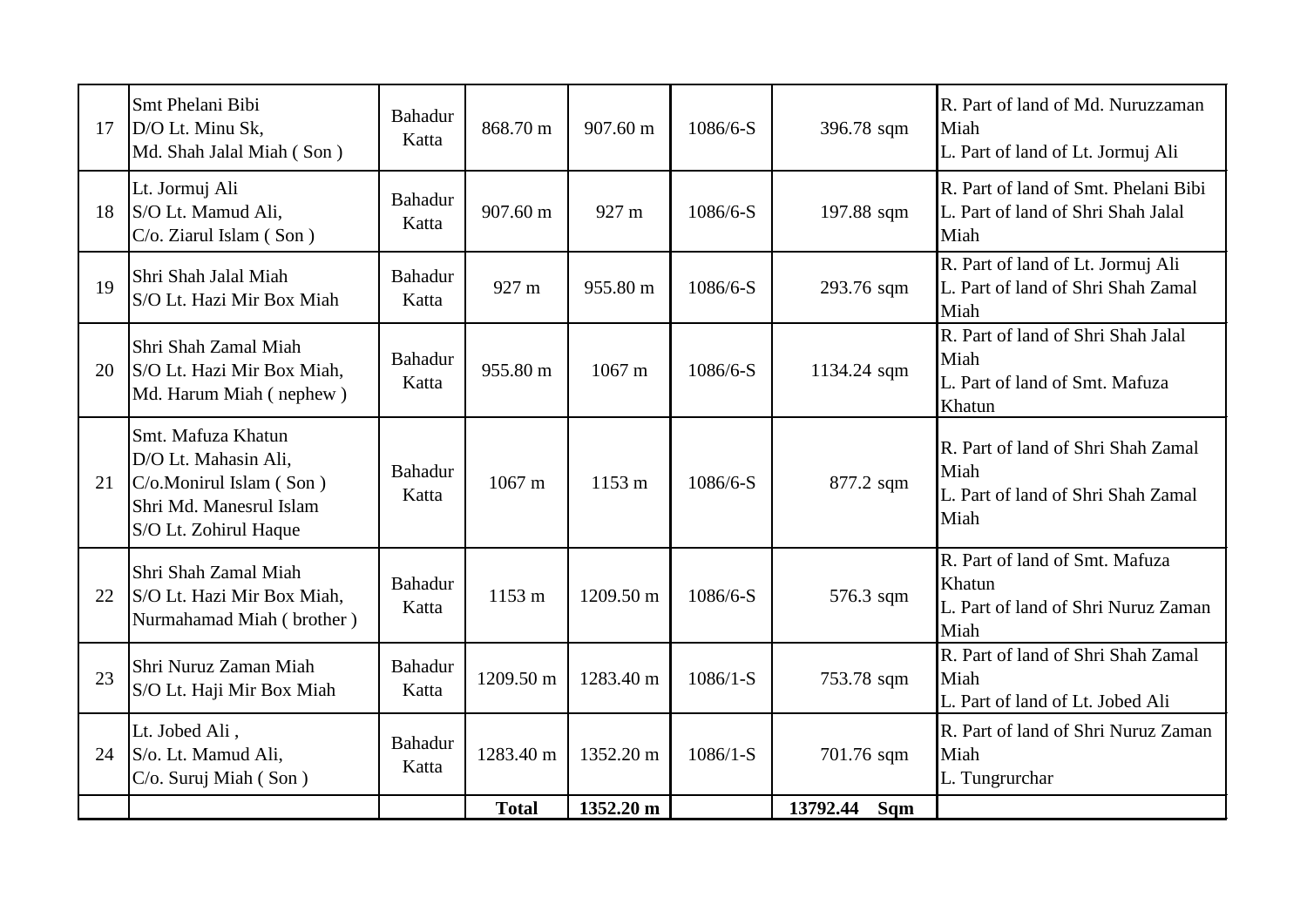| | | | | | | | |
|---|---|---|---|---|---|---|---|
| 17 | Smt Phelani Bibi<br>D/O Lt. Minu Sk,<br>Md. Shah Jalal Miah ( Son ) | Bahadur Katta | 868.70 m | 907.60 m | 1086/6-S | 396.78 sqm | R. Part of land of Md. Nuruzzaman Miah<br>L. Part of land of Lt. Jormuj Ali |
| 18 | Lt. Jormuj Ali<br>S/O Lt. Mamud Ali,<br>C/o. Ziarul Islam ( Son ) | Bahadur Katta | 907.60 m | 927 m | 1086/6-S | 197.88 sqm | R. Part of land of Smt. Phelani Bibi<br>L. Part of land of Shri Shah Jalal Miah |
| 19 | Shri Shah Jalal Miah<br>S/O Lt. Hazi Mir Box Miah | Bahadur Katta | 927 m | 955.80 m | 1086/6-S | 293.76 sqm | R. Part of land of Lt. Jormuj Ali<br>L. Part of land of Shri Shah Zamal Miah |
| 20 | Shri Shah Zamal Miah<br>S/O Lt. Hazi Mir Box Miah,<br>Md. Harum Miah ( nephew ) | Bahadur Katta | 955.80 m | 1067 m | 1086/6-S | 1134.24 sqm | R. Part of land of Shri Shah Jalal Miah<br>L. Part of land of Smt. Mafuza Khatun |
| 21 | Smt. Mafuza Khatun<br>D/O Lt. Mahasin Ali,<br>C/o.Monirul Islam ( Son )<br>Shri Md. Manesrul Islam<br>S/O Lt. Zohirul Haque | Bahadur Katta | 1067 m | 1153 m | 1086/6-S | 877.2 sqm | R. Part of land of Shri Shah Zamal Miah<br>L. Part of land of Shri Shah Zamal Miah |
| 22 | Shri Shah Zamal Miah<br>S/O Lt. Hazi Mir Box Miah,<br>Nurmahamad Miah ( brother ) | Bahadur Katta | 1153 m | 1209.50 m | 1086/6-S | 576.3 sqm | R. Part of land of Smt. Mafuza Khatun<br>L. Part of land of Shri Nuruz Zaman Miah |
| 23 | Shri Nuruz Zaman Miah<br>S/O Lt. Haji Mir Box Miah | Bahadur Katta | 1209.50 m | 1283.40 m | 1086/1-S | 753.78 sqm | R. Part of land of Shri Shah Zamal Miah<br>L. Part of land of Lt. Jobed Ali |
| 24 | Lt. Jobed Ali ,<br>S/o. Lt. Mamud Ali,<br>C/o. Suruj Miah ( Son ) | Bahadur Katta | 1283.40 m | 1352.20 m | 1086/1-S | 701.76 sqm | R. Part of land of Shri Nuruz Zaman Miah<br>L. Tungrurchar |
| | | | **Total** | **1352.20 m** | | **13792.44 Sqm** | |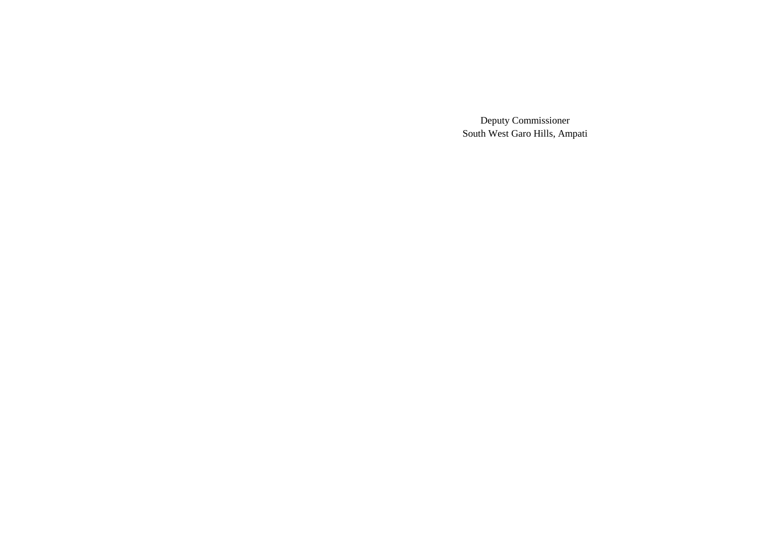Deputy Commissioner
South West Garo Hills, Ampati